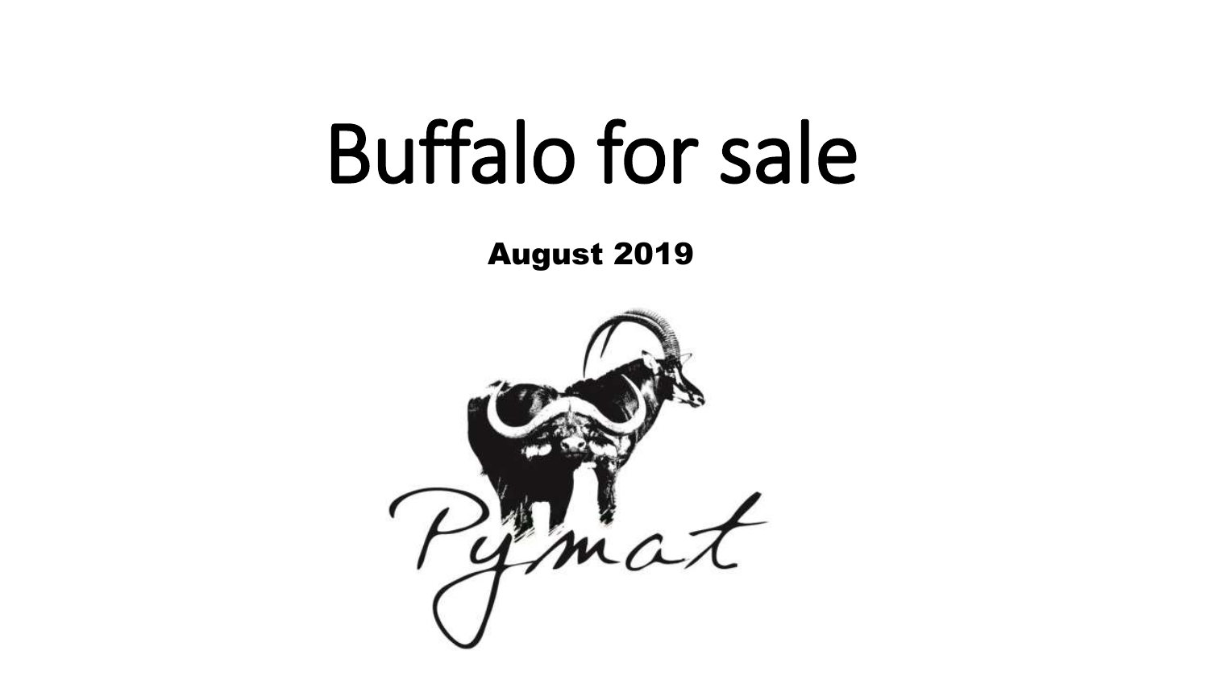# Buffalo for sale

**August 2019**

Pymat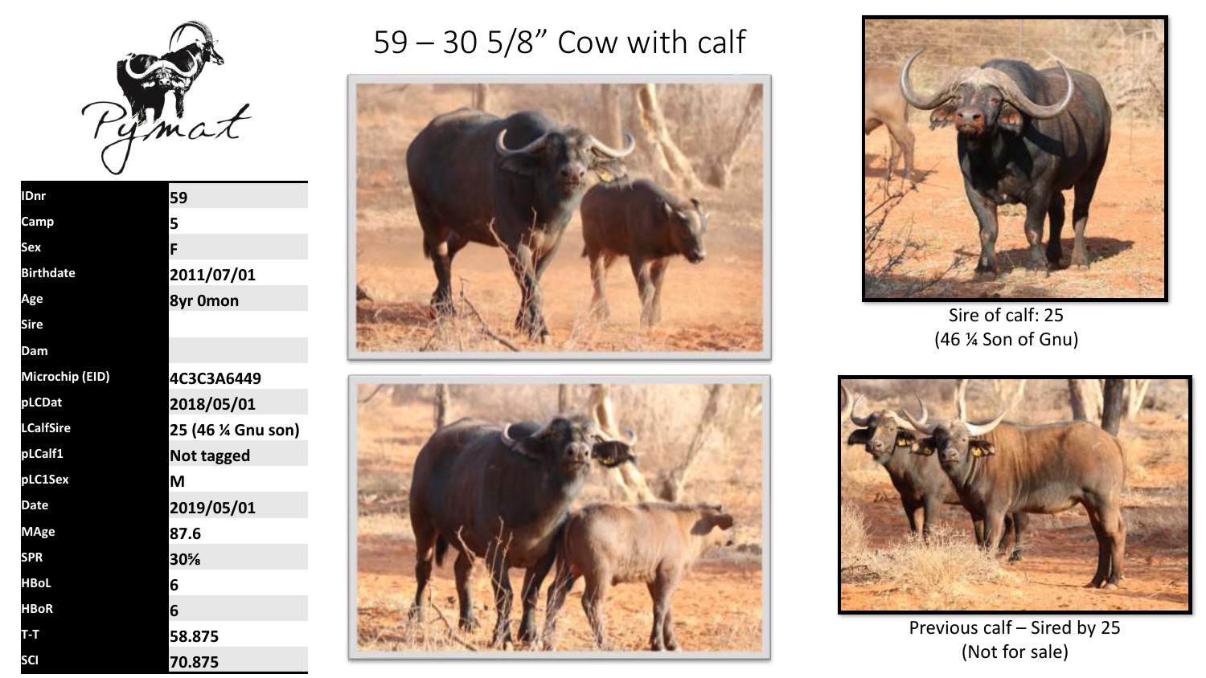# 59 – 30 5/8" Cow with calf

| | |
|---|---|
| IDnr | 59 |
| Camp | 5 |
| Sex | F |
| Birthdate | 2011/07/01 |
| Age | 8yr 0mon |
| Sire | |
| Dam | |
| Microchip (EID) | 4C3C3A6449 |
| pLCDat | 2018/05/01 |
| LCalfSire | 25 (46 ¼ Gnu son) |
| pLCalf1 | Not tagged |
| pLC1Sex | M |
| Date | 2019/05/01 |
| MAge | 87.6 |
| SPR | 30⅝ |
| HBoL | 6 |
| HBoR | 6 |
| T-T | 58.875 |
| SCI | 70.875 |

Sire of calf: 25
(46 ¼ Son of Gnu)

Previous calf – Sired by 25
(Not for sale)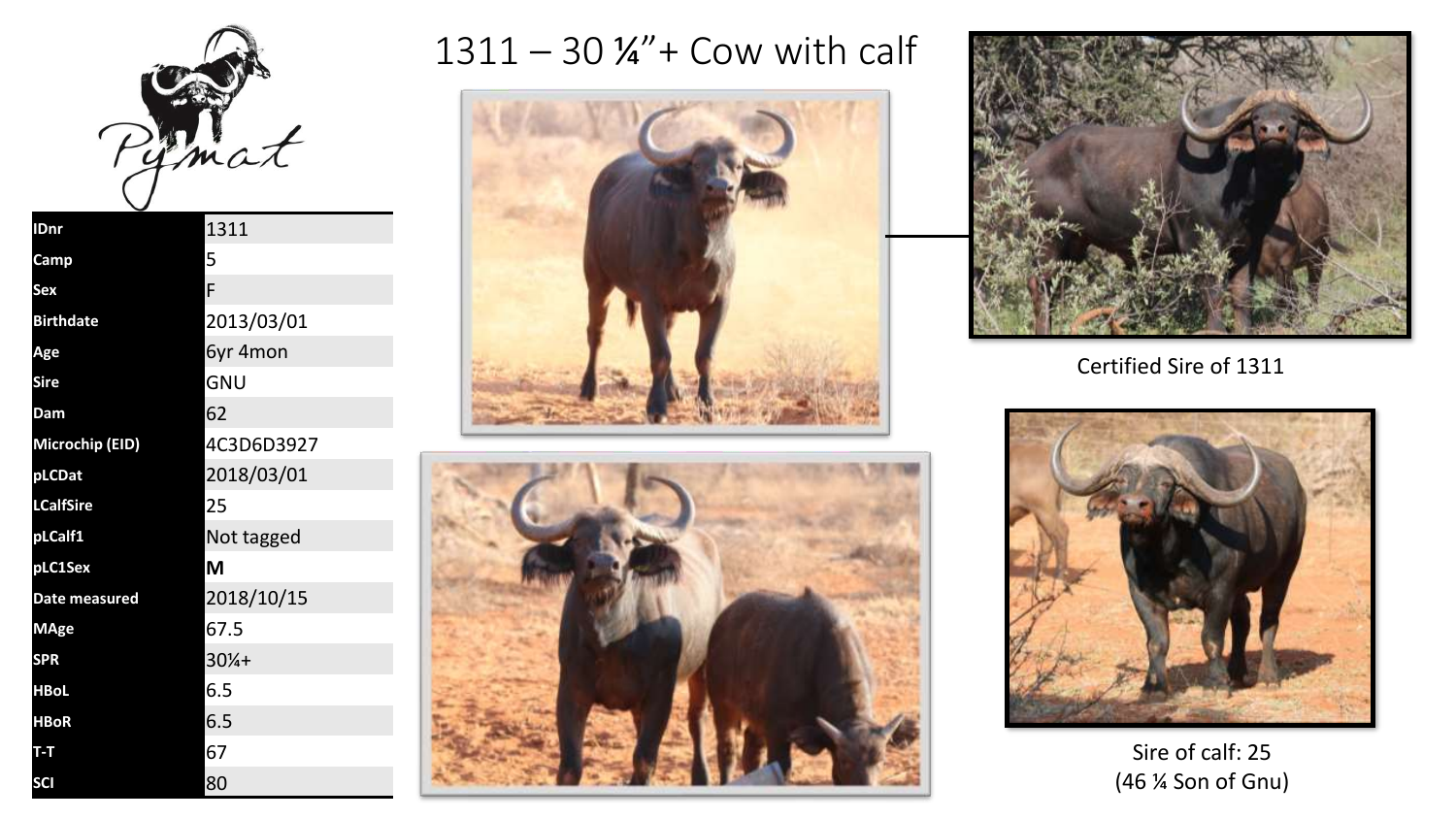# 1311 – 30 ¼"+ Cow with calf

Pymat

| IDnr | 1311 |
| --- | --- |
| Camp | 5 |
| Sex | F |
| Birthdate | 2013/03/01 |
| Age | 6yr 4mon |
| Sire | GNU |
| Dam | 62 |
| Microchip (EID) | 4C3D6D3927 |
| pLCDat | 2018/03/01 |
| LCalfSire | 25 |
| pLCalf1 | Not tagged |
| pLC1Sex | **M** |
| Date measured | 2018/10/15 |
| MAge | 67.5 |
| SPR | 30¼+ |
| HBoL | 6.5 |
| HBoR | 6.5 |
| T-T | 67 |
| SCI | 80 |

Certified Sire of 1311

Sire of calf: 25
(46 ¼ Son of Gnu)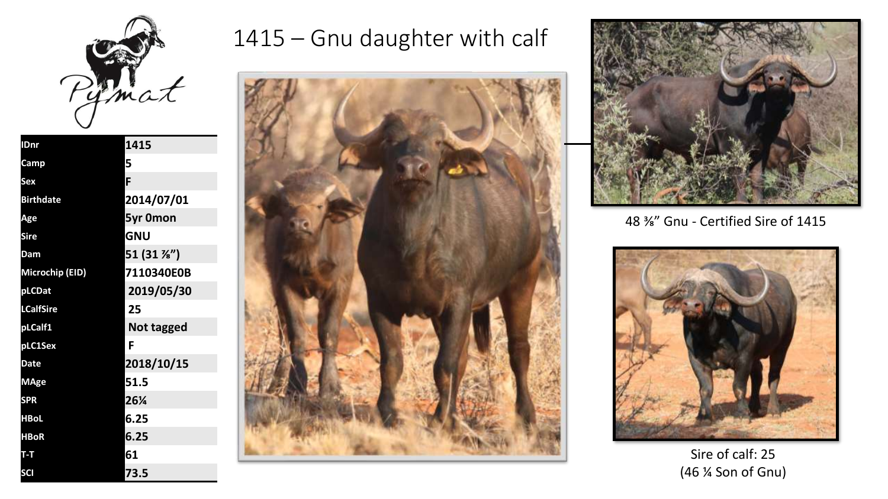# 1415 – Gnu daughter with calf

| IDnr | 1415 |
|---|---|
| Camp | 5 |
| Sex | F |
| Birthdate | 2014/07/01 |
| Age | 5yr 0mon |
| Sire | GNU |
| Dam | 51 (31 ⅞") |
| Microchip (EID) | 7110340E0B |
| pLCDat | 2019/05/30 |
| LCalfSire | 25 |
| pLCalf1 | Not tagged |
| pLC1Sex | F |
| Date | 2018/10/15 |
| MAge | 51.5 |
| SPR | 26¼ |
| HBoL | 6.25 |
| HBoR | 6.25 |
| T-T | 61 |
| SCI | 73.5 |

48 ⅜" Gnu - Certified Sire of 1415

Sire of calf: 25
(46 ¼ Son of Gnu)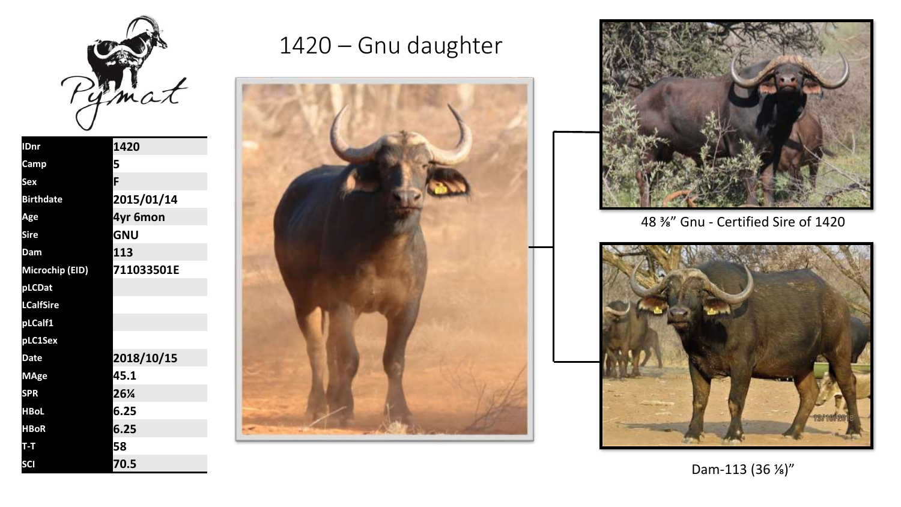# 1420 – Gnu daughter

Pymat

| IDnr | 1420 |
|---|---|
| Camp | 5 |
| Sex | F |
| Birthdate | 2015/01/14 |
| Age | 4yr 6mon |
| Sire | GNU |
| Dam | 113 |
| Microchip (EID) | 711033501E |
| pLCDat | |
| LCalfSire | |
| pLCalf1 | |
| pLC1Sex | |
| Date | 2018/10/15 |
| MAge | 45.1 |
| SPR | 26¼ |
| HBoL | 6.25 |
| HBoR | 6.25 |
| T-T | 58 |
| SCI | 70.5 |

48 ⅜" Gnu - Certified Sire of 1420

Dam-113 (36 ⅛)"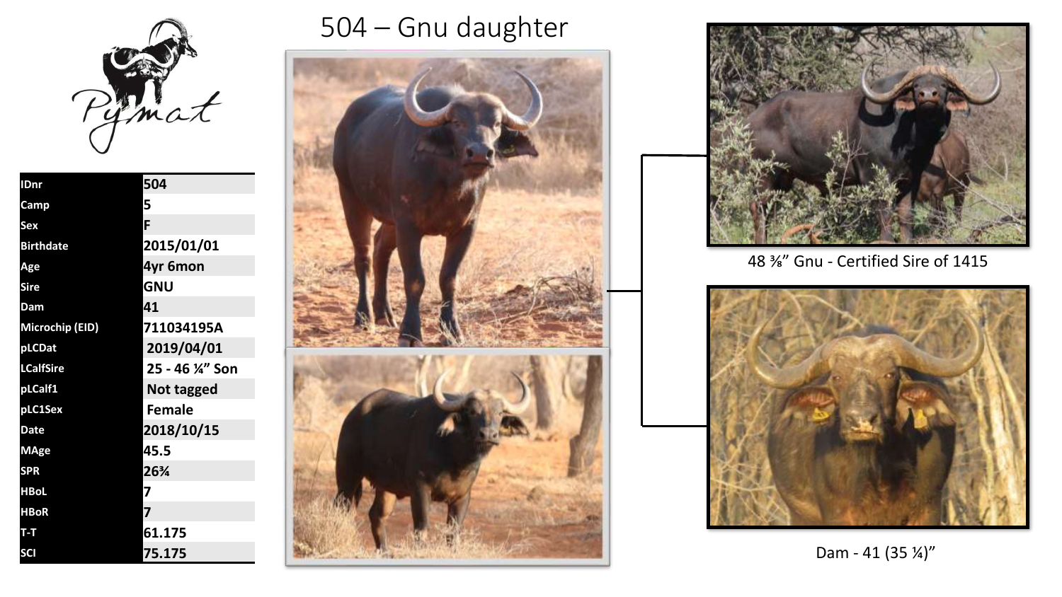# 504 – Gnu daughter

Pymat

| | |
|---|---|
| IDnr | 504 |
| Camp | 5 |
| Sex | F |
| Birthdate | 2015/01/01 |
| Age | 4yr 6mon |
| Sire | GNU |
| Dam | 41 |
| Microchip (EID) | 711034195A |
| pLCDat | 2019/04/01 |
| LCalfSire | 25 - 46 ¼" Son |
| pLCalf1 | Not tagged |
| pLC1Sex | Female |
| Date | 2018/10/15 |
| MAge | 45.5 |
| SPR | 26¾ |
| HBoL | 7 |
| HBoR | 7 |
| T-T | 61.175 |
| SCI | 75.175 |

48 ⅜" Gnu - Certified Sire of 1415

Dam - 41 (35 ¼)"